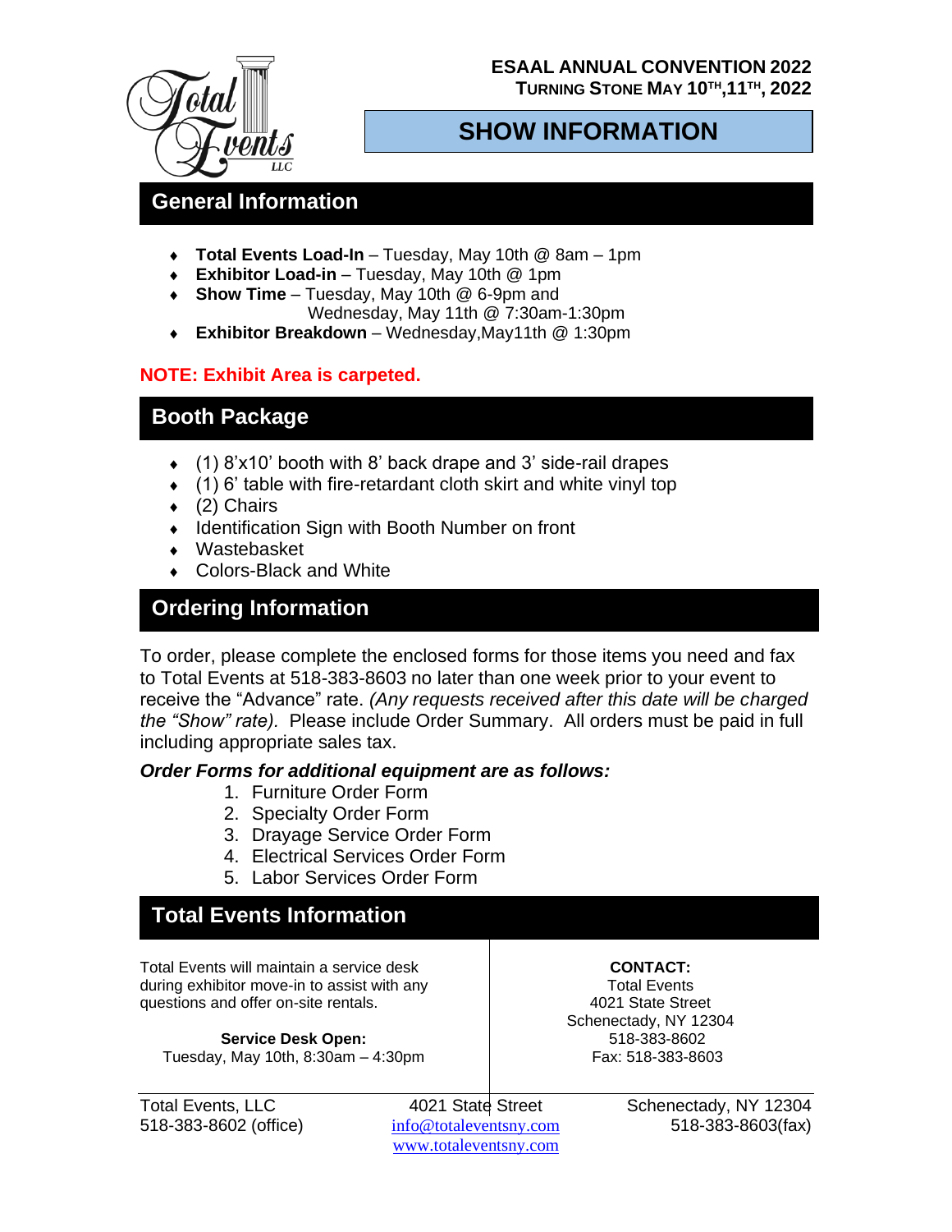**ESAAL ANNUAL CONVENTION 2022**
**TURNING STONE MAY 10TH,11TH, 2022**

# SHOW INFORMATION

## General Information

- **Total Events Load-In** – Tuesday, May 10th @ 8am – 1pm
- **Exhibitor Load-in** – Tuesday, May 10th @ 1pm
- **Show Time** – Tuesday, May 10th @ 6-9pm and
  Wednesday, May 11th @ 7:30am-1:30pm
- **Exhibitor Breakdown** – Wednesday,May11th @ 1:30pm

**NOTE: Exhibit Area is carpeted.**

## Booth Package

- (1) 8'x10' booth with 8' back drape and 3' side-rail drapes
- (1) 6' table with fire-retardant cloth skirt and white vinyl top
- (2) Chairs
- Identification Sign with Booth Number on front
- Wastebasket
- Colors-Black and White

## Ordering Information

To order, please complete the enclosed forms for those items you need and fax to Total Events at 518-383-8603 no later than one week prior to your event to receive the "Advance" rate. *(Any requests received after this date will be charged the "Show" rate).* Please include Order Summary. All orders must be paid in full including appropriate sales tax.

***Order Forms for additional equipment are as follows:***

1. Furniture Order Form
2. Specialty Order Form
3. Drayage Service Order Form
4. Electrical Services Order Form
5. Labor Services Order Form

## Total Events Information

Total Events will maintain a service desk during exhibitor move-in to assist with any questions and offer on-site rentals.

**Service Desk Open:**
Tuesday, May 10th, 8:30am – 4:30pm

**CONTACT:**
Total Events
4021 State Street
Schenectady, NY 12304
518-383-8602
Fax: 518-383-8603

Total Events, LLC
518-383-8602 (office)
4021 State Street
info@totaleventsny.com
www.totaleventsny.com
Schenectady, NY 12304
518-383-8603(fax)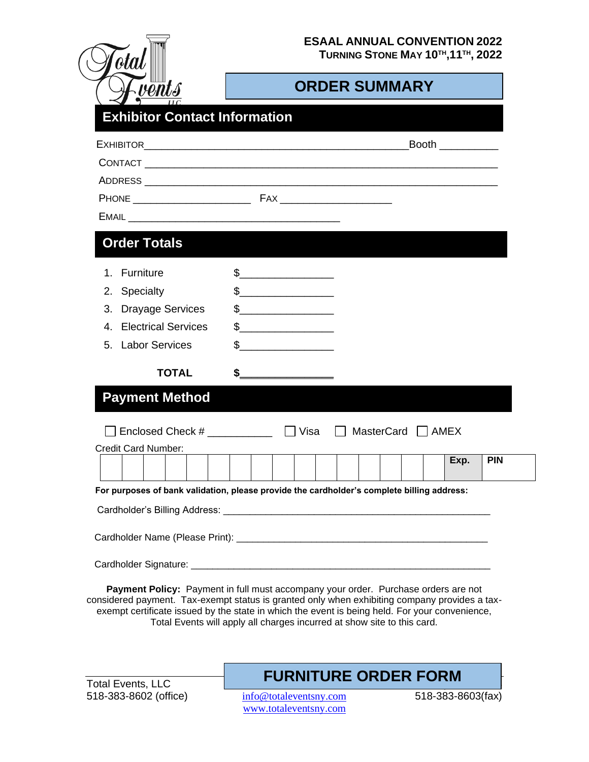**ESAAL ANNUAL CONVENTION 2022**
**TURNING STONE MAY 10TH,11TH, 2022**

# ORDER SUMMARY

## Exhibitor Contact Information

EXHIBITOR_______________________________________________ Booth __________

CONTACT ________________________________________________________________

ADDRESS ________________________________________________________________

PHONE ____________________ FAX ___________________

EMAIL ___________________________________

## Order Totals

1. Furniture $_______________
2. Specialty $_______________
3. Drayage Services $_______________
4. Electrical Services $_______________
5. Labor Services $_______________

**TOTAL** **$_______________**

## Payment Method

☐ Enclosed Check # ___________ ☐ Visa ☐ MasterCard ☐ AMEX

Credit Card Number:

| | | | | | | | | | | | | | | | | Exp. | PIN |
|---|---|---|---|---|---|---|---|---|---|---|---|---|---|---|---|---|---|
| | | | | | | | | | | | | | | | | | |

**For purposes of bank validation, please provide the cardholder's complete billing address:**

Cardholder's Billing Address: ___________________________________________________

Cardholder Name (Please Print): ______________________________________________

Cardholder Signature: _________________________________________________________

**Payment Policy:** Payment in full must accompany your order. Purchase orders are not considered payment. Tax-exempt status is granted only when exhibiting company provides a tax-exempt certificate issued by the state in which the event is being held. For your convenience, Total Events will apply all charges incurred at show site to this card.

**FURNITURE ORDER FORM**

Total Events, LLC
518-383-8602 (office)
info@totaleventsny.com
www.totaleventsny.com
518-383-8603(fax)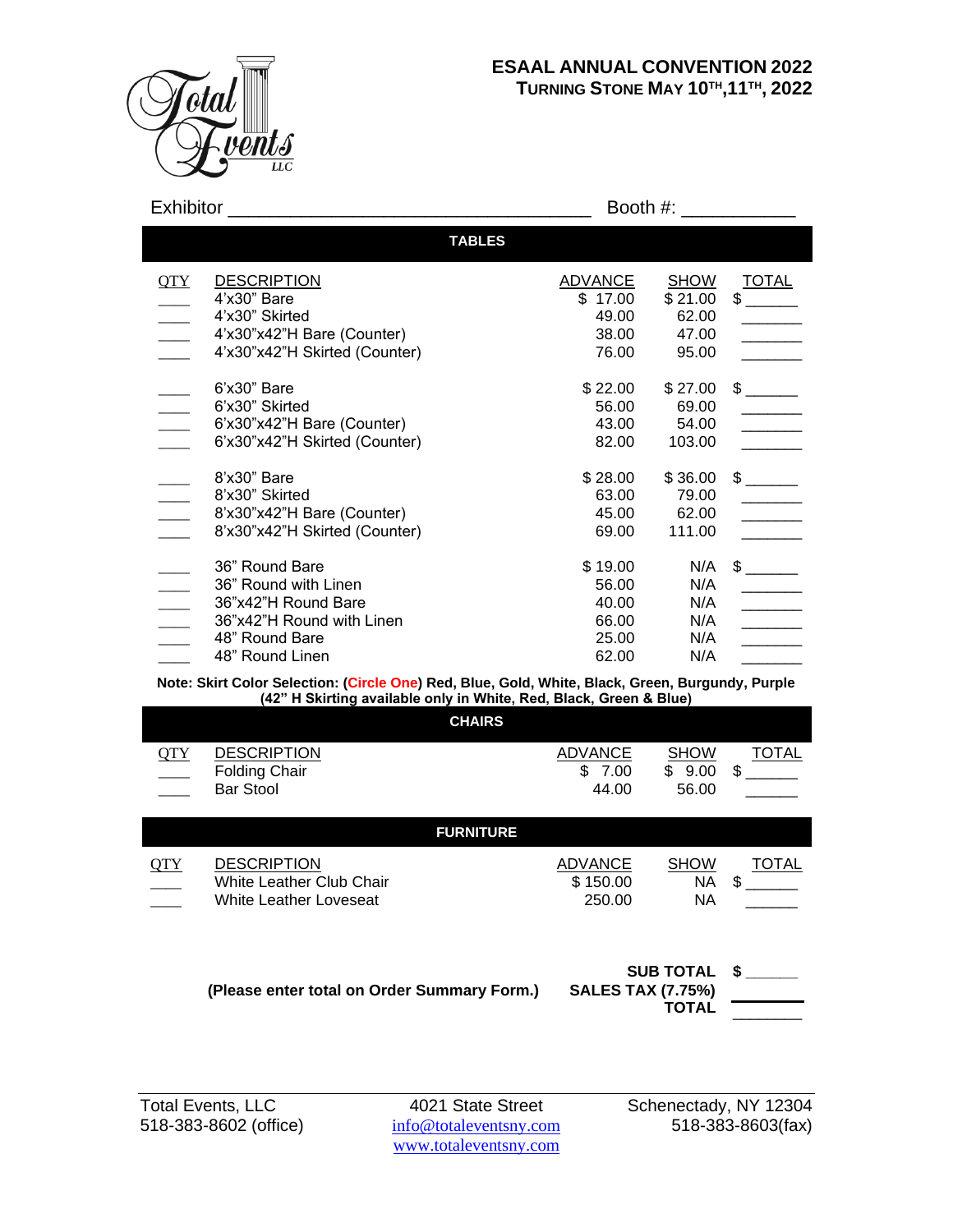Total Events LLC

# ESAAL ANNUAL CONVENTION 2022

## TURNING STONE MAY 10TH, 11TH, 2022

Exhibitor ________________________________ Booth #: __________

## TABLES

| QTY | DESCRIPTION | ADVANCE | SHOW | TOTAL |
|---|---|---|---|---|
| ____ | 4'x30" Bare | $ 17.00 | $ 21.00 | $ ______ |
| ____ | 4'x30" Skirted | 49.00 | 62.00 | _______ |
| ____ | 4'x30"x42"H Bare (Counter) | 38.00 | 47.00 | _______ |
| ____ | 4'x30"x42"H Skirted (Counter) | 76.00 | 95.00 | _______ |
| ____ | 6'x30" Bare | $ 22.00 | $ 27.00 | $ ______ |
| ____ | 6'x30" Skirted | 56.00 | 69.00 | _______ |
| ____ | 6'x30"x42"H Bare (Counter) | 43.00 | 54.00 | _______ |
| ____ | 6'x30"x42"H Skirted (Counter) | 82.00 | 103.00 | _______ |
| ____ | 8'x30" Bare | $ 28.00 | $ 36.00 | $ ______ |
| ____ | 8'x30" Skirted | 63.00 | 79.00 | _______ |
| ____ | 8'x30"x42"H Bare (Counter) | 45.00 | 62.00 | _______ |
| ____ | 8'x30"x42"H Skirted (Counter) | 69.00 | 111.00 | _______ |
| ____ | 36" Round Bare | $ 19.00 | N/A | $ ______ |
| ____ | 36" Round with Linen | 56.00 | N/A | _______ |
| ____ | 36"x42"H Round Bare | 40.00 | N/A | _______ |
| ____ | 36"x42"H Round with Linen | 66.00 | N/A | _______ |
| ____ | 48" Round Bare | 25.00 | N/A | _______ |
| ____ | 48" Round Linen | 62.00 | N/A | _______ |

**Note: Skirt Color Selection: (Circle One) Red, Blue, Gold, White, Black, Green, Burgundy, Purple**
**(42" H Skirting available only in White, Red, Black, Green & Blue)**

## CHAIRS

| QTY | DESCRIPTION | ADVANCE | SHOW | TOTAL |
|---|---|---|---|---|
| ____ | Folding Chair | $ 7.00 | $ 9.00 | $ ______ |
| ____ | Bar Stool | 44.00 | 56.00 | ______ |

## FURNITURE

| QTY | DESCRIPTION | ADVANCE | SHOW | TOTAL |
|---|---|---|---|---|
| ____ | White Leather Club Chair | $ 150.00 | NA | $ ______ |
| ____ | White Leather Loveseat | 250.00 | NA | ______ |

**(Please enter total on Order Summary Form.)**

**SUB TOTAL** $ ______
**SALES TAX (7.75%)** ________
**TOTAL** ________

Total Events, LLC
518-383-8602 (office)

4021 State Street
info@totaleventsny.com
www.totaleventsny.com

Schenectady, NY 12304
518-383-8603(fax)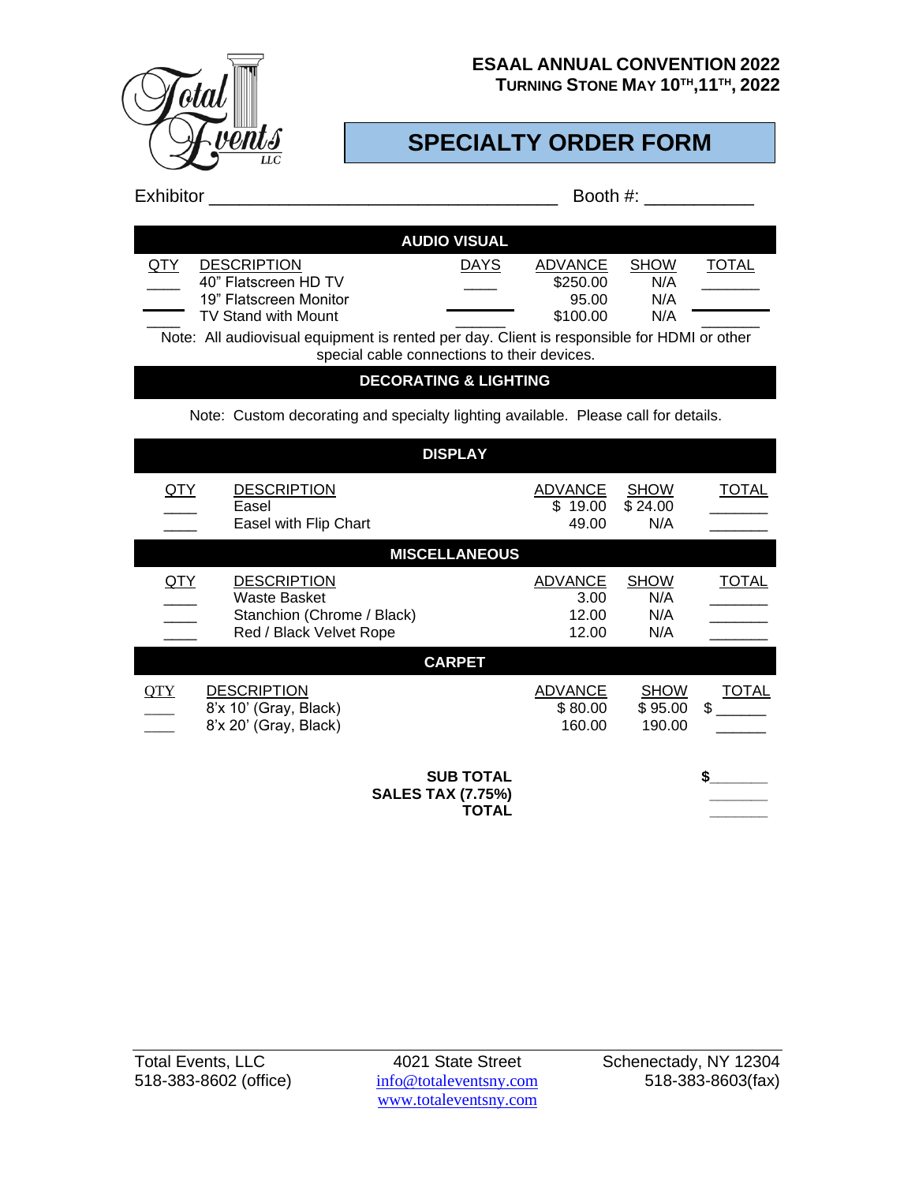**ESAAL ANNUAL CONVENTION 2022**
**TURNING STONE MAY 10TH, 11TH, 2022**

# SPECIALTY ORDER FORM

Exhibitor ___________________________________ Booth #: ___________

## AUDIO VISUAL

| QTY | DESCRIPTION | DAYS | ADVANCE | SHOW | TOTAL |
|---|---|---|---|---|---|
| ____ | 40" Flatscreen HD TV | ____ | $250.00 | N/A | _______ |
| ____ | 19" Flatscreen Monitor | ______ | 95.00 | N/A | _______ |
| ____ | TV Stand with Mount | ______ | $100.00 | N/A | _______ |

Note: All audiovisual equipment is rented per day. Client is responsible for HDMI or other special cable connections to their devices.

## DECORATING & LIGHTING

Note: Custom decorating and specialty lighting available. Please call for details.

## DISPLAY

| QTY | DESCRIPTION | ADVANCE | SHOW | TOTAL |
|---|---|---|---|---|
| ____ | Easel | $ 19.00 | $ 24.00 | _______ |
| ____ | Easel with Flip Chart | 49.00 | N/A | _______ |

## MISCELLANEOUS

| QTY | DESCRIPTION | ADVANCE | SHOW | TOTAL |
|---|---|---|---|---|
| ____ | Waste Basket | 3.00 | N/A | _______ |
| ____ | Stanchion (Chrome / Black) | 12.00 | N/A | _______ |
| ____ | Red / Black Velvet Rope | 12.00 | N/A | _______ |

## CARPET

| QTY | DESCRIPTION | ADVANCE | SHOW | TOTAL |
|---|---|---|---|---|
| ____ | 8'x 10' (Gray, Black) | $ 80.00 | $ 95.00 | $ ______ |
| ____ | 8'x 20' (Gray, Black) | 160.00 | 190.00 | ______ |

| | |
|---|---|
| **SUB TOTAL** | **$**_______ |
| **SALES TAX (7.75%)** | _______ |
| **TOTAL** | _______ |

Total Events, LLC
518-383-8602 (office)

4021 State Street
info@totaleventsny.com
www.totaleventsny.com

Schenectady, NY 12304
518-383-8603(fax)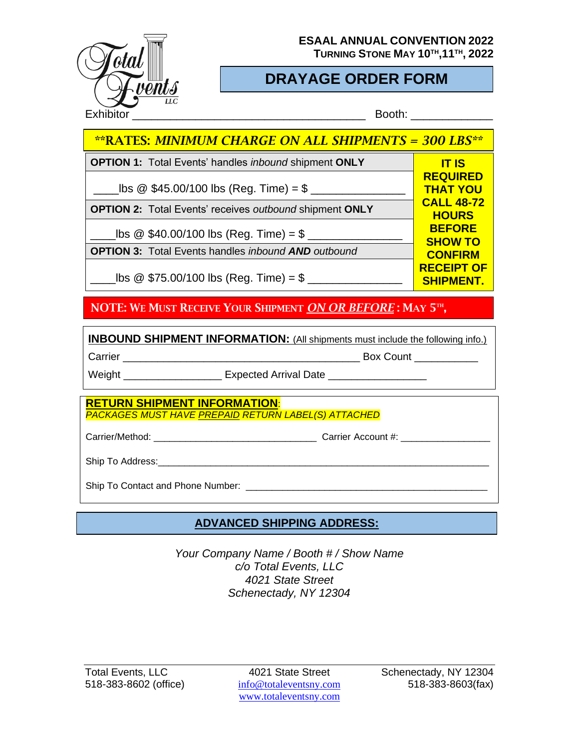**ESAAL ANNUAL CONVENTION 2022**
**TURNING STONE MAY 10TH, 11TH, 2022**

# DRAYAGE ORDER FORM

Exhibitor ______________________________________ Booth: _____________

**\*\*RATES: *MINIMUM CHARGE ON ALL SHIPMENTS = 300 LBS*\*\***

| | |
|---|---|
| **OPTION 1:** Total Events' handles *inbound* shipment **ONLY** | **IT IS REQUIRED THAT YOU CALL 48-72 HOURS BEFORE SHOW TO CONFIRM RECEIPT OF SHIPMENT.** |
| ____lbs @ $45.00/100 lbs (Reg. Time) = $ _______________ | |
| **OPTION 2:** Total Events' receives *outbound* shipment **ONLY** | |
| ____lbs @ $40.00/100 lbs (Reg. Time) = $ _______________ | |
| **OPTION 3:** Total Events handles *inbound* ***AND*** *outbound* | |
| ____lbs @ $75.00/100 lbs (Reg. Time) = $ _______________ | |

**NOTE: WE MUST RECEIVE YOUR SHIPMENT *ON OR BEFORE*: MAY 5TH,**

**INBOUND SHIPMENT INFORMATION:** (All shipments must include the following info.)

Carrier __________________________________________ Box Count ___________

Weight _________________ Expected Arrival Date _________________

**RETURN SHIPMENT INFORMATION**:
*PACKAGES MUST HAVE PREPAID RETURN LABEL(S) ATTACHED*

Carrier/Method: _______________________________ Carrier Account #: _________________

Ship To Address:_________________________________________________________________

Ship To Contact and Phone Number: ______________________________________________

## ADVANCED SHIPPING ADDRESS:

*Your Company Name / Booth # / Show Name*
*c/o Total Events, LLC*
*4021 State Street*
*Schenectady, NY 12304*

Total Events, LLC
518-383-8602 (office)
4021 State Street
info@totaleventsny.com
www.totaleventsny.com
Schenectady, NY 12304
518-383-8603(fax)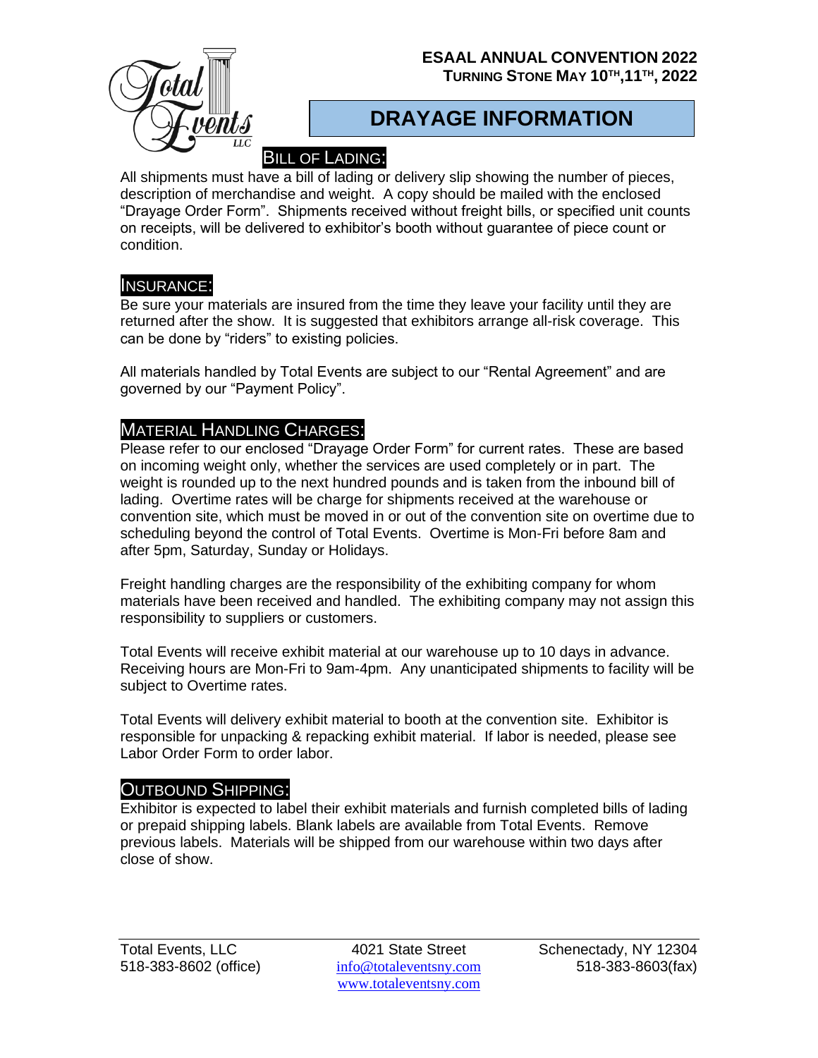**ESAAL ANNUAL CONVENTION 2022**
**TURNING STONE MAY 10TH,11TH, 2022**

# DRAYAGE INFORMATION

## BILL OF LADING:

All shipments must have a bill of lading or delivery slip showing the number of pieces, description of merchandise and weight. A copy should be mailed with the enclosed "Drayage Order Form". Shipments received without freight bills, or specified unit counts on receipts, will be delivered to exhibitor's booth without guarantee of piece count or condition.

## INSURANCE:

Be sure your materials are insured from the time they leave your facility until they are returned after the show. It is suggested that exhibitors arrange all-risk coverage. This can be done by "riders" to existing policies.

All materials handled by Total Events are subject to our "Rental Agreement" and are governed by our "Payment Policy".

## MATERIAL HANDLING CHARGES:

Please refer to our enclosed "Drayage Order Form" for current rates. These are based on incoming weight only, whether the services are used completely or in part. The weight is rounded up to the next hundred pounds and is taken from the inbound bill of lading. Overtime rates will be charge for shipments received at the warehouse or convention site, which must be moved in or out of the convention site on overtime due to scheduling beyond the control of Total Events. Overtime is Mon-Fri before 8am and after 5pm, Saturday, Sunday or Holidays.

Freight handling charges are the responsibility of the exhibiting company for whom materials have been received and handled. The exhibiting company may not assign this responsibility to suppliers or customers.

Total Events will receive exhibit material at our warehouse up to 10 days in advance. Receiving hours are Mon-Fri to 9am-4pm. Any unanticipated shipments to facility will be subject to Overtime rates.

Total Events will delivery exhibit material to booth at the convention site. Exhibitor is responsible for unpacking & repacking exhibit material. If labor is needed, please see Labor Order Form to order labor.

## OUTBOUND SHIPPING:

Exhibitor is expected to label their exhibit materials and furnish completed bills of lading or prepaid shipping labels. Blank labels are available from Total Events. Remove previous labels. Materials will be shipped from our warehouse within two days after close of show.

Total Events, LLC | 4021 State Street | Schenectady, NY 12304
518-383-8602 (office) | info@totaleventsny.com | 518-383-8603(fax)
www.totaleventsny.com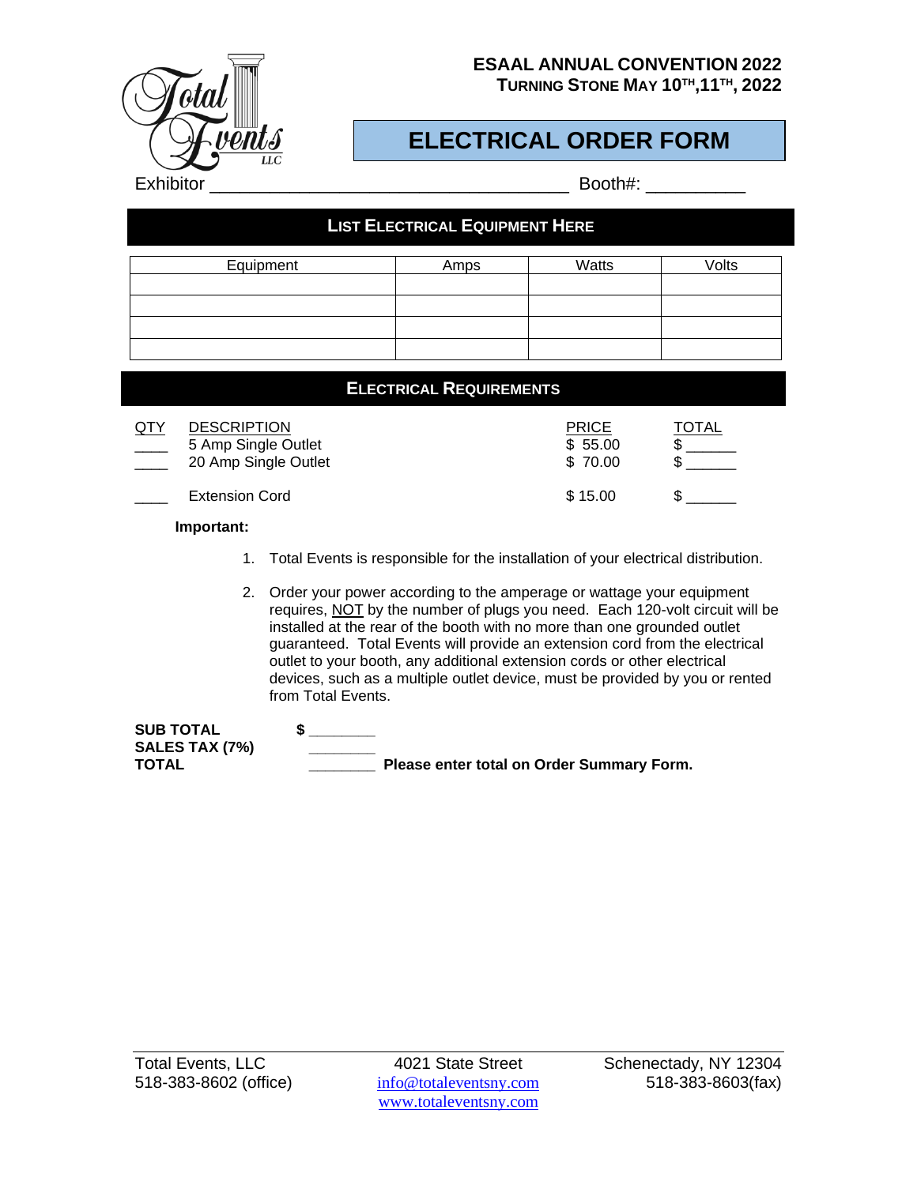**ESAAL ANNUAL CONVENTION 2022**
**TURNING STONE MAY 10TH,11TH, 2022**

# ELECTRICAL ORDER FORM

Exhibitor ___________________________________ Booth#: __________

## LIST ELECTRICAL EQUIPMENT HERE

| Equipment | Amps | Watts | Volts |
|---|---|---|---|
| | | | |
| | | | |
| | | | |
| | | | |

## ELECTRICAL REQUIREMENTS

| QTY | DESCRIPTION | PRICE | TOTAL |
|---|---|---|---|
| ____ | 5 Amp Single Outlet | $ 55.00 | $ ______ |
| ____ | 20 Amp Single Outlet | $ 70.00 | $ ______ |
| ____ | Extension Cord | $ 15.00 | $ ______ |

**Important:**

1. Total Events is responsible for the installation of your electrical distribution.
2. Order your power according to the amperage or wattage your equipment requires, NOT by the number of plugs you need. Each 120-volt circuit will be installed at the rear of the booth with no more than one grounded outlet guaranteed. Total Events will provide an extension cord from the electrical outlet to your booth, any additional extension cords or other electrical devices, such as a multiple outlet device, must be provided by you or rented from Total Events.

**SUB TOTAL** **$ ________**
**SALES TAX (7%)** ________
**TOTAL** ________ **Please enter total on Order Summary Form.**

Total Events, LLC 4021 State Street Schenectady, NY 12304
518-383-8602 (office) info@totaleventsny.com 518-383-8603(fax)
www.totaleventsny.com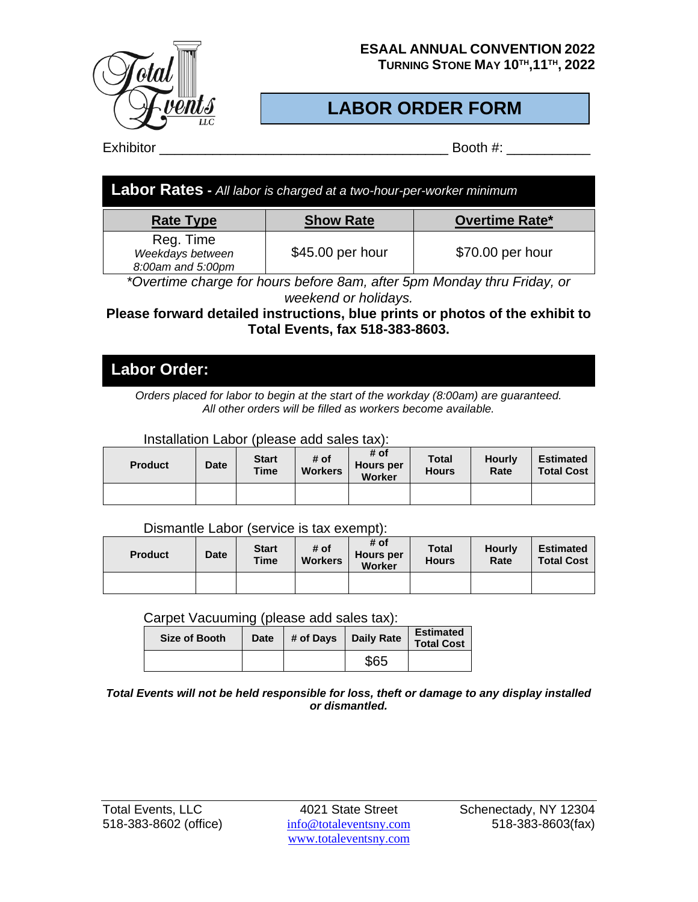**ESAAL ANNUAL CONVENTION 2022**
**TURNING STONE MAY 10TH, 11TH, 2022**

# LABOR ORDER FORM

Exhibitor ____________________________________ Booth #: ___________

## Labor Rates - *All labor is charged at a two-hour-per-worker minimum*

| Rate Type | Show Rate | Overtime Rate* |
|---|---|---|
| Reg. Time *Weekdays between 8:00am and 5:00pm* | \$45.00 per hour | \$70.00 per hour |

*\*Overtime charge for hours before 8am, after 5pm Monday thru Friday, or weekend or holidays.*

**Please forward detailed instructions, blue prints or photos of the exhibit to Total Events, fax 518-383-8603.**

## Labor Order:

*Orders placed for labor to begin at the start of the workday (8:00am) are guaranteed. All other orders will be filled as workers become available.*

Installation Labor (please add sales tax):

| Product | Date | Start Time | # of Workers | # of Hours per Worker | Total Hours | Hourly Rate | Estimated Total Cost |
|---|---|---|---|---|---|---|---|
| | | | | | | | |

Dismantle Labor (service is tax exempt):

| Product | Date | Start Time | # of Workers | # of Hours per Worker | Total Hours | Hourly Rate | Estimated Total Cost |
|---|---|---|---|---|---|---|---|
| | | | | | | | |

Carpet Vacuuming (please add sales tax):

| Size of Booth | Date | # of Days | Daily Rate | Estimated Total Cost |
|---|---|---|---|---|
| | | | \$65 | |

***Total Events will not be held responsible for loss, theft or damage to any display installed or dismantled.***

Total Events, LLC
518-383-8602 (office)

4021 State Street
info@totaleventsny.com
www.totaleventsny.com

Schenectady, NY 12304
518-383-8603(fax)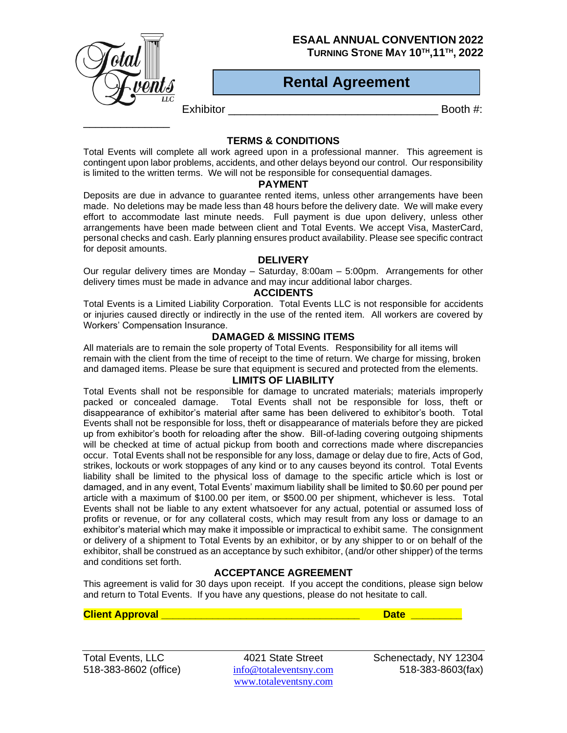**ESAAL ANNUAL CONVENTION 2022**
**TURNING STONE MAY 10TH,11TH, 2022**

# Rental Agreement

Exhibitor \_\_\_\_\_\_\_\_\_\_\_\_\_\_\_\_\_\_\_\_\_\_\_\_\_\_\_\_\_\_\_\_\_\_ Booth #: \_\_\_\_\_\_\_\_\_\_\_\_\_\_\_

### TERMS & CONDITIONS

Total Events will complete all work agreed upon in a professional manner. This agreement is contingent upon labor problems, accidents, and other delays beyond our control. Our responsibility is limited to the written terms. We will not be responsible for consequential damages.

### PAYMENT

Deposits are due in advance to guarantee rented items, unless other arrangements have been made. No deletions may be made less than 48 hours before the delivery date. We will make every effort to accommodate last minute needs. Full payment is due upon delivery, unless other arrangements have been made between client and Total Events. We accept Visa, MasterCard, personal checks and cash. Early planning ensures product availability. Please see specific contract for deposit amounts.

### DELIVERY

Our regular delivery times are Monday – Saturday, 8:00am – 5:00pm. Arrangements for other delivery times must be made in advance and may incur additional labor charges.

### ACCIDENTS

Total Events is a Limited Liability Corporation. Total Events LLC is not responsible for accidents or injuries caused directly or indirectly in the use of the rented item. All workers are covered by Workers' Compensation Insurance.

### DAMAGED & MISSING ITEMS

All materials are to remain the sole property of Total Events. Responsibility for all items will remain with the client from the time of receipt to the time of return. We charge for missing, broken and damaged items. Please be sure that equipment is secured and protected from the elements.

### LIMITS OF LIABILITY

Total Events shall not be responsible for damage to uncrated materials; materials improperly packed or concealed damage. Total Events shall not be responsible for loss, theft or disappearance of exhibitor's material after same has been delivered to exhibitor's booth. Total Events shall not be responsible for loss, theft or disappearance of materials before they are picked up from exhibitor's booth for reloading after the show. Bill-of-lading covering outgoing shipments will be checked at time of actual pickup from booth and corrections made where discrepancies occur. Total Events shall not be responsible for any loss, damage or delay due to fire, Acts of God, strikes, lockouts or work stoppages of any kind or to any causes beyond its control. Total Events liability shall be limited to the physical loss of damage to the specific article which is lost or damaged, and in any event, Total Events' maximum liability shall be limited to $0.60 per pound per article with a maximum of $100.00 per item, or $500.00 per shipment, whichever is less. Total Events shall not be liable to any extent whatsoever for any actual, potential or assumed loss of profits or revenue, or for any collateral costs, which may result from any loss or damage to an exhibitor's material which may make it impossible or impractical to exhibit same. The consignment or delivery of a shipment to Total Events by an exhibitor, or by any shipper to or on behalf of the exhibitor, shall be construed as an acceptance by such exhibitor, (and/or other shipper) of the terms and conditions set forth.

### ACCEPTANCE AGREEMENT

This agreement is valid for 30 days upon receipt. If you accept the conditions, please sign below and return to Total Events. If you have any questions, please do not hesitate to call.

**Client Approval \_\_\_\_\_\_\_\_\_\_\_\_\_\_\_\_\_\_\_\_\_\_\_\_\_\_\_\_\_\_\_\_\_\_\_ Date \_\_\_\_\_\_\_\_\_**

Total Events, LLC
518-383-8602 (office)

4021 State Street
info@totaleventsny.com
www.totaleventsny.com

Schenectady, NY 12304
518-383-8603(fax)